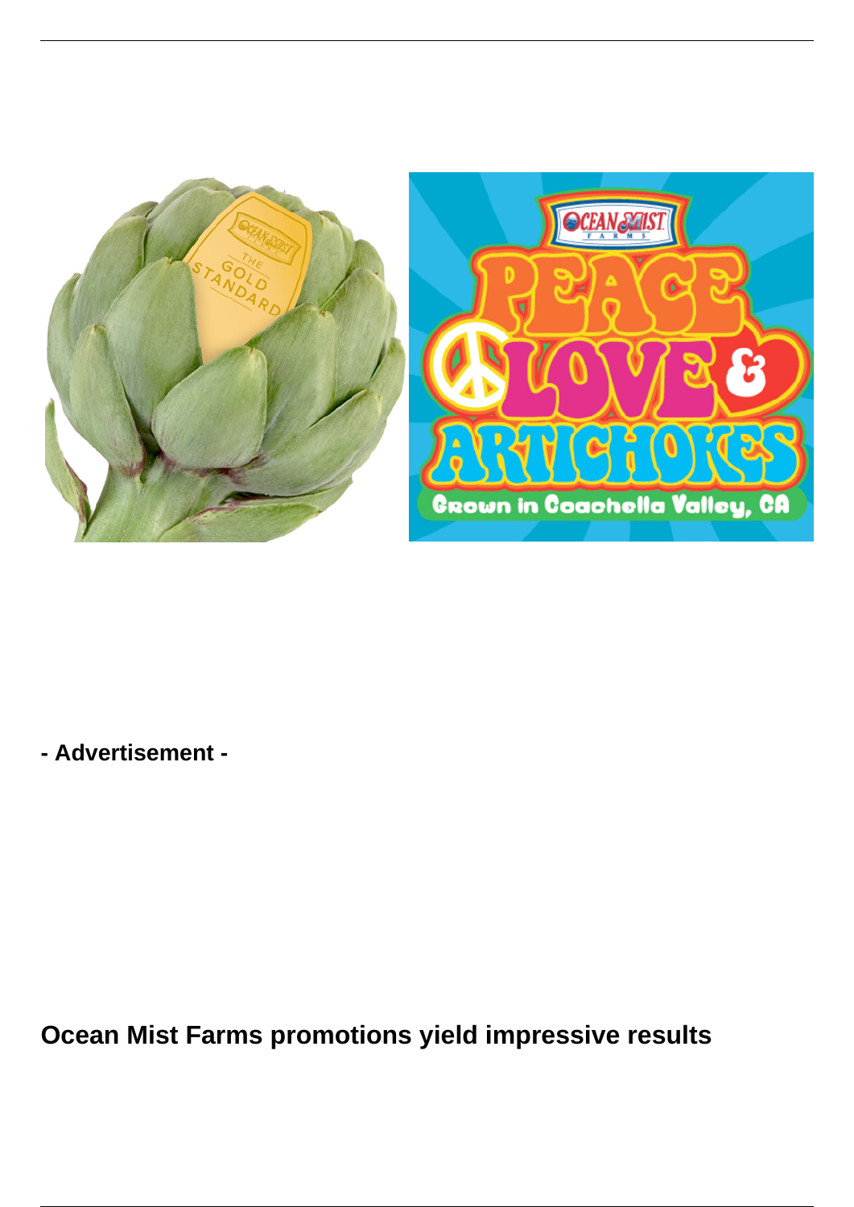**- Advertisement -**

# Ocean Mist Farms promotions yield impressive results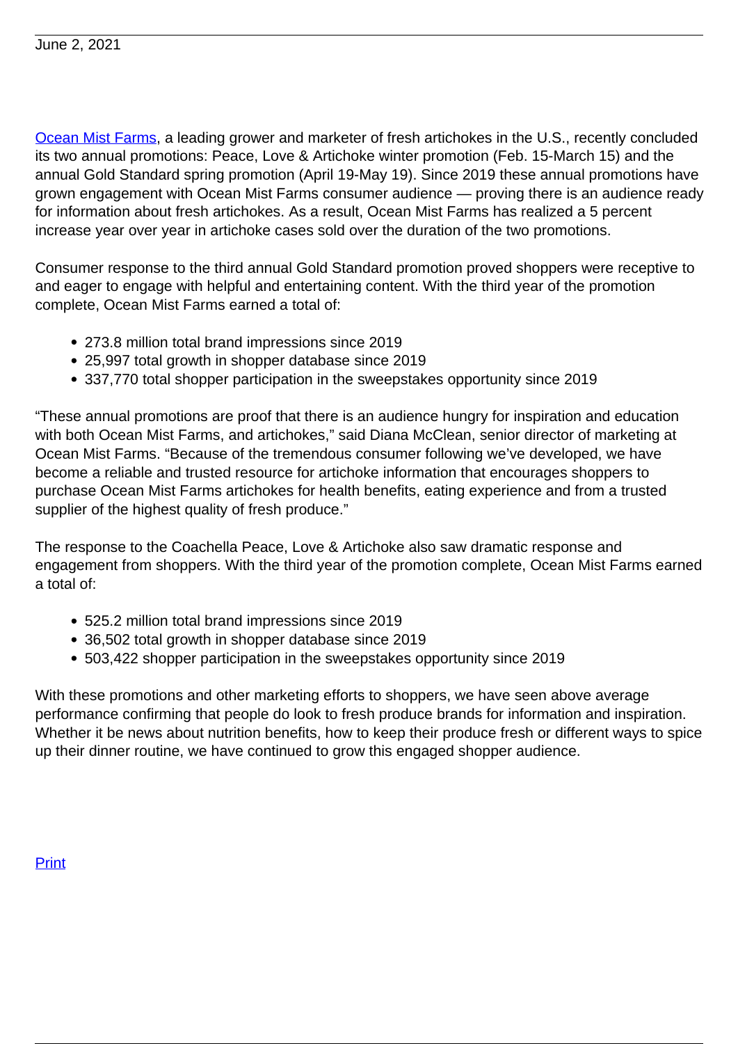June 2, 2021

[Ocean Mist Farms](), a leading grower and marketer of fresh artichokes in the U.S., recently concluded its two annual promotions: Peace, Love & Artichoke winter promotion (Feb. 15-March 15) and the annual Gold Standard spring promotion (April 19-May 19). Since 2019 these annual promotions have grown engagement with Ocean Mist Farms consumer audience — proving there is an audience ready for information about fresh artichokes. As a result, Ocean Mist Farms has realized a 5 percent increase year over year in artichoke cases sold over the duration of the two promotions.

Consumer response to the third annual Gold Standard promotion proved shoppers were receptive to and eager to engage with helpful and entertaining content. With the third year of the promotion complete, Ocean Mist Farms earned a total of:

- 273.8 million total brand impressions since 2019
- 25,997 total growth in shopper database since 2019
- 337,770 total shopper participation in the sweepstakes opportunity since 2019

"These annual promotions are proof that there is an audience hungry for inspiration and education with both Ocean Mist Farms, and artichokes," said Diana McClean, senior director of marketing at Ocean Mist Farms. "Because of the tremendous consumer following we've developed, we have become a reliable and trusted resource for artichoke information that encourages shoppers to purchase Ocean Mist Farms artichokes for health benefits, eating experience and from a trusted supplier of the highest quality of fresh produce."

The response to the Coachella Peace, Love & Artichoke also saw dramatic response and engagement from shoppers. With the third year of the promotion complete, Ocean Mist Farms earned a total of:

- 525.2 million total brand impressions since 2019
- 36,502 total growth in shopper database since 2019
- 503,422 shopper participation in the sweepstakes opportunity since 2019

With these promotions and other marketing efforts to shoppers, we have seen above average performance confirming that people do look to fresh produce brands for information and inspiration. Whether it be news about nutrition benefits, how to keep their produce fresh or different ways to spice up their dinner routine, we have continued to grow this engaged shopper audience.

[Print]()